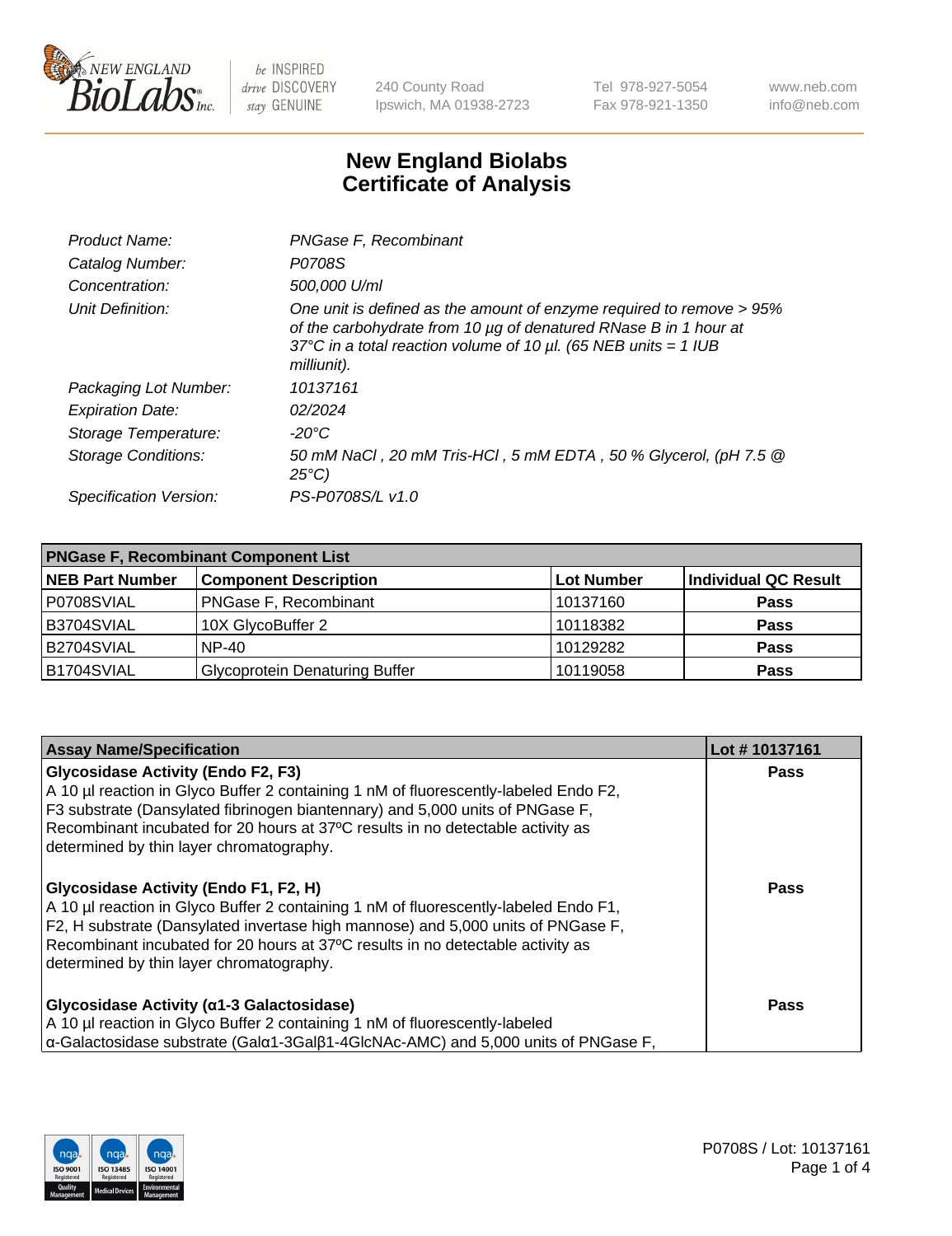240 County Road
Ipswich, MA 01938-2723

Tel 978-927-5054
Fax 978-921-1350

www.neb.com
info@neb.com

# New England Biolabs
# Certificate of Analysis

| | |
|---|---|
| *Product Name:* | *PNGase F, Recombinant* |
| *Catalog Number:* | *P0708S* |
| *Concentration:* | *500,000 U/ml* |
| *Unit Definition:* | *One unit is defined as the amount of enzyme required to remove > 95% of the carbohydrate from 10 µg of denatured RNase B in 1 hour at 37°C in a total reaction volume of 10 µl. (65 NEB units = 1 IUB milliunit).* |
| *Packaging Lot Number:* | *10137161* |
| *Expiration Date:* | *02/2024* |
| *Storage Temperature:* | *-20°C* |
| *Storage Conditions:* | *50 mM NaCl , 20 mM Tris-HCl , 5 mM EDTA , 50 % Glycerol, (pH 7.5 @ 25°C)* |
| *Specification Version:* | *PS-P0708S/L v1.0* |

| **PNGase F, Recombinant Component List** | | | |
|---|---|---|---|
| **NEB Part Number** | **Component Description** | **Lot Number** | **Individual QC Result** |
| P0708SVIAL | PNGase F, Recombinant | 10137160 | **Pass** |
| B3704SVIAL | 10X GlycoBuffer 2 | 10118382 | **Pass** |
| B2704SVIAL | NP-40 | 10129282 | **Pass** |
| B1704SVIAL | Glycoprotein Denaturing Buffer | 10119058 | **Pass** |

| **Assay Name/Specification** | **Lot # 10137161** |
|---|---|
| **Glycosidase Activity (Endo F2, F3)**<br>A 10 µl reaction in Glyco Buffer 2 containing 1 nM of fluorescently-labeled Endo F2, F3 substrate (Dansylated fibrinogen biantennary) and 5,000 units of PNGase F, Recombinant incubated for 20 hours at 37ºC results in no detectable activity as determined by thin layer chromatography. | **Pass** |
| **Glycosidase Activity (Endo F1, F2, H)**<br>A 10 µl reaction in Glyco Buffer 2 containing 1 nM of fluorescently-labeled Endo F1, F2, H substrate (Dansylated invertase high mannose) and 5,000 units of PNGase F, Recombinant incubated for 20 hours at 37ºC results in no detectable activity as determined by thin layer chromatography. | **Pass** |
| **Glycosidase Activity (α1-3 Galactosidase)**<br>A 10 µl reaction in Glyco Buffer 2 containing 1 nM of fluorescently-labeled α-Galactosidase substrate (Galα1-3Galβ1-4GlcNAc-AMC) and 5,000 units of PNGase F, | **Pass** |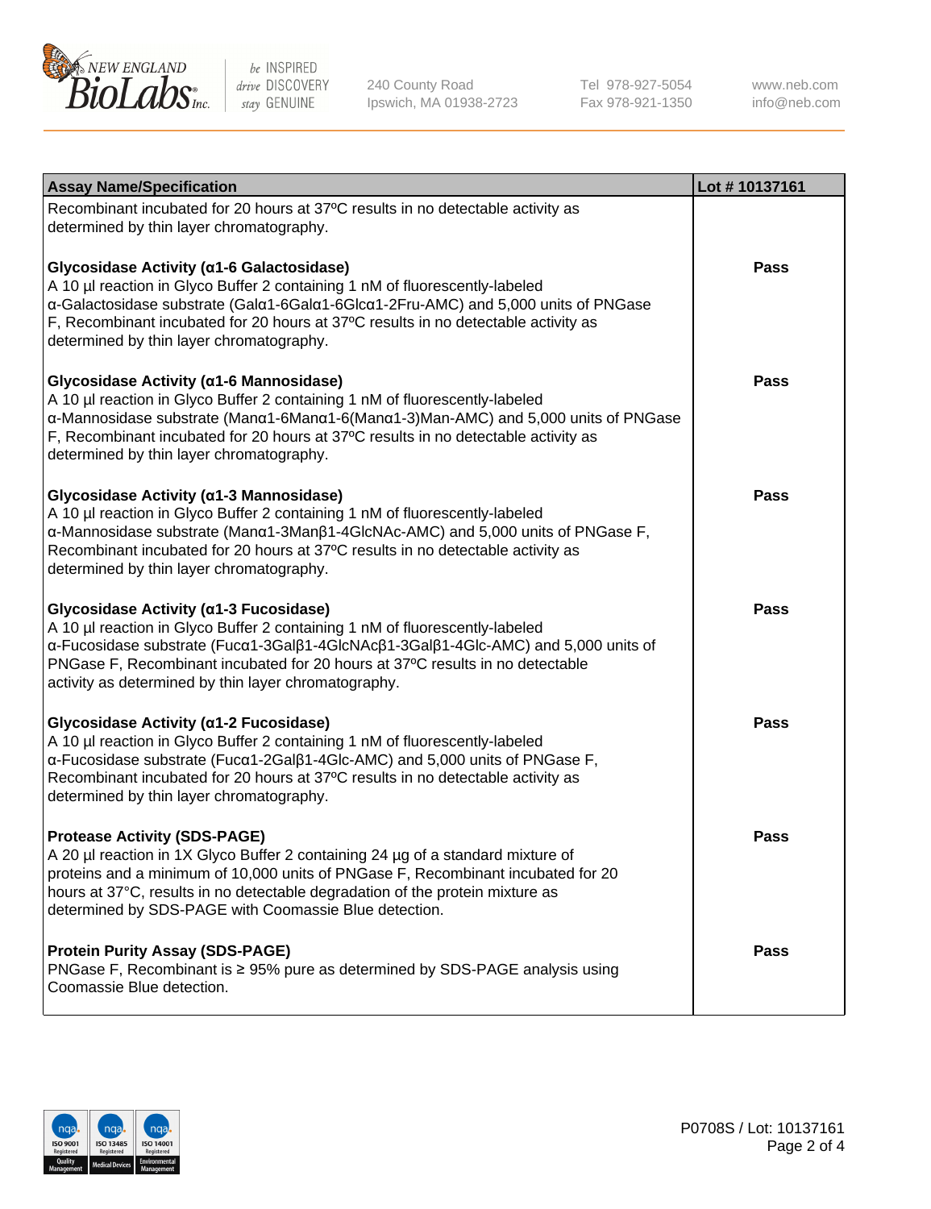| Assay Name/Specification | Lot # 10137161 |
| --- | --- |
| Recombinant incubated for 20 hours at 37ºC results in no detectable activity as determined by thin layer chromatography. | |
| **Glycosidase Activity (α1-6 Galactosidase)**<br>A 10 µl reaction in Glyco Buffer 2 containing 1 nM of fluorescently-labeled α-Galactosidase substrate (Galα1-6Galα1-6Glcα1-2Fru-AMC) and 5,000 units of PNGase F, Recombinant incubated for 20 hours at 37ºC results in no detectable activity as determined by thin layer chromatography. | **Pass** |
| **Glycosidase Activity (α1-6 Mannosidase)**<br>A 10 µl reaction in Glyco Buffer 2 containing 1 nM of fluorescently-labeled α-Mannosidase substrate (Manα1-6Manα1-6(Manα1-3)Man-AMC) and 5,000 units of PNGase F, Recombinant incubated for 20 hours at 37ºC results in no detectable activity as determined by thin layer chromatography. | **Pass** |
| **Glycosidase Activity (α1-3 Mannosidase)**<br>A 10 µl reaction in Glyco Buffer 2 containing 1 nM of fluorescently-labeled α-Mannosidase substrate (Manα1-3Manβ1-4GlcNAc-AMC) and 5,000 units of PNGase F, Recombinant incubated for 20 hours at 37ºC results in no detectable activity as determined by thin layer chromatography. | **Pass** |
| **Glycosidase Activity (α1-3 Fucosidase)**<br>A 10 µl reaction in Glyco Buffer 2 containing 1 nM of fluorescently-labeled α-Fucosidase substrate (Fucα1-3Galβ1-4GlcNAcβ1-3Galβ1-4Glc-AMC) and 5,000 units of PNGase F, Recombinant incubated for 20 hours at 37ºC results in no detectable activity as determined by thin layer chromatography. | **Pass** |
| **Glycosidase Activity (α1-2 Fucosidase)**<br>A 10 µl reaction in Glyco Buffer 2 containing 1 nM of fluorescently-labeled α-Fucosidase substrate (Fucα1-2Galβ1-4Glc-AMC) and 5,000 units of PNGase F, Recombinant incubated for 20 hours at 37ºC results in no detectable activity as determined by thin layer chromatography. | **Pass** |
| **Protease Activity (SDS-PAGE)**<br>A 20 µl reaction in 1X Glyco Buffer 2 containing 24 µg of a standard mixture of proteins and a minimum of 10,000 units of PNGase F, Recombinant incubated for 20 hours at 37°C, results in no detectable degradation of the protein mixture as determined by SDS-PAGE with Coomassie Blue detection. | **Pass** |
| **Protein Purity Assay (SDS-PAGE)**<br>PNGase F, Recombinant is ≥ 95% pure as determined by SDS-PAGE analysis using Coomassie Blue detection. | **Pass** |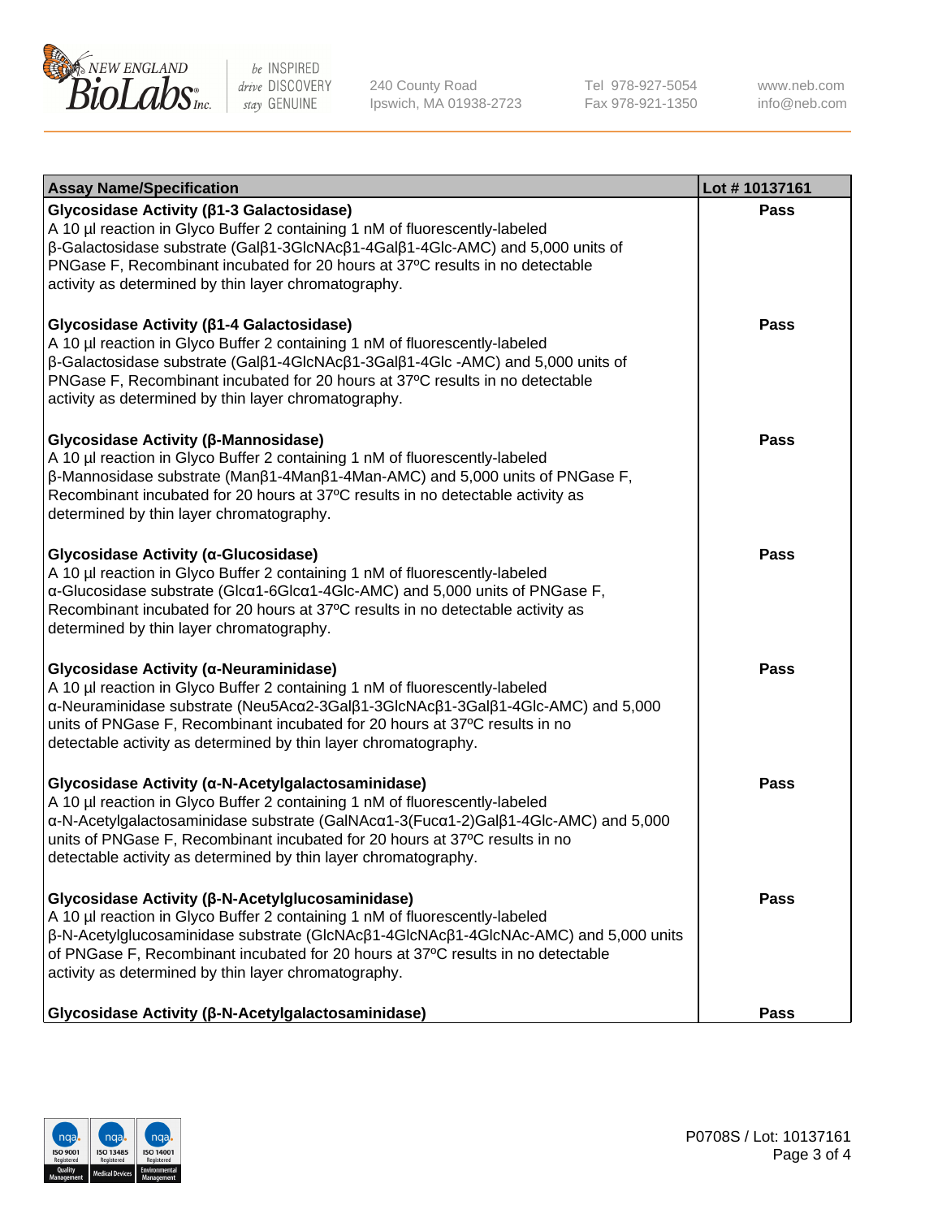| Assay Name/Specification | Lot # 10137161 |
|---|---|
| **Glycosidase Activity (β1-3 Galactosidase)**<br>A 10 µl reaction in Glyco Buffer 2 containing 1 nM of fluorescently-labeled β-Galactosidase substrate (Galβ1-3GlcNAcβ1-4Galβ1-4Glc-AMC) and 5,000 units of PNGase F, Recombinant incubated for 20 hours at 37ºC results in no detectable activity as determined by thin layer chromatography. | **Pass** |
| **Glycosidase Activity (β1-4 Galactosidase)**<br>A 10 µl reaction in Glyco Buffer 2 containing 1 nM of fluorescently-labeled β-Galactosidase substrate (Galβ1-4GlcNAcβ1-3Galβ1-4Glc -AMC) and 5,000 units of PNGase F, Recombinant incubated for 20 hours at 37ºC results in no detectable activity as determined by thin layer chromatography. | **Pass** |
| **Glycosidase Activity (β-Mannosidase)**<br>A 10 µl reaction in Glyco Buffer 2 containing 1 nM of fluorescently-labeled β-Mannosidase substrate (Manβ1-4Manβ1-4Man-AMC) and 5,000 units of PNGase F, Recombinant incubated for 20 hours at 37ºC results in no detectable activity as determined by thin layer chromatography. | **Pass** |
| **Glycosidase Activity (α-Glucosidase)**<br>A 10 µl reaction in Glyco Buffer 2 containing 1 nM of fluorescently-labeled α-Glucosidase substrate (Glcα1-6Glcα1-4Glc-AMC) and 5,000 units of PNGase F, Recombinant incubated for 20 hours at 37ºC results in no detectable activity as determined by thin layer chromatography. | **Pass** |
| **Glycosidase Activity (α-Neuraminidase)**<br>A 10 µl reaction in Glyco Buffer 2 containing 1 nM of fluorescently-labeled α-Neuraminidase substrate (Neu5Acα2-3Galβ1-3GlcNAcβ1-3Galβ1-4Glc-AMC) and 5,000 units of PNGase F, Recombinant incubated for 20 hours at 37ºC results in no detectable activity as determined by thin layer chromatography. | **Pass** |
| **Glycosidase Activity (α-N-Acetylgalactosaminidase)**<br>A 10 µl reaction in Glyco Buffer 2 containing 1 nM of fluorescently-labeled α-N-Acetylgalactosaminidase substrate (GalNAcα1-3(Fucα1-2)Galβ1-4Glc-AMC) and 5,000 units of PNGase F, Recombinant incubated for 20 hours at 37ºC results in no detectable activity as determined by thin layer chromatography. | **Pass** |
| **Glycosidase Activity (β-N-Acetylglucosaminidase)**<br>A 10 µl reaction in Glyco Buffer 2 containing 1 nM of fluorescently-labeled β-N-Acetylglucosaminidase substrate (GlcNAcβ1-4GlcNAcβ1-4GlcNAc-AMC) and 5,000 units of PNGase F, Recombinant incubated for 20 hours at 37ºC results in no detectable activity as determined by thin layer chromatography. | **Pass** |
| **Glycosidase Activity (β-N-Acetylgalactosaminidase)** | **Pass** |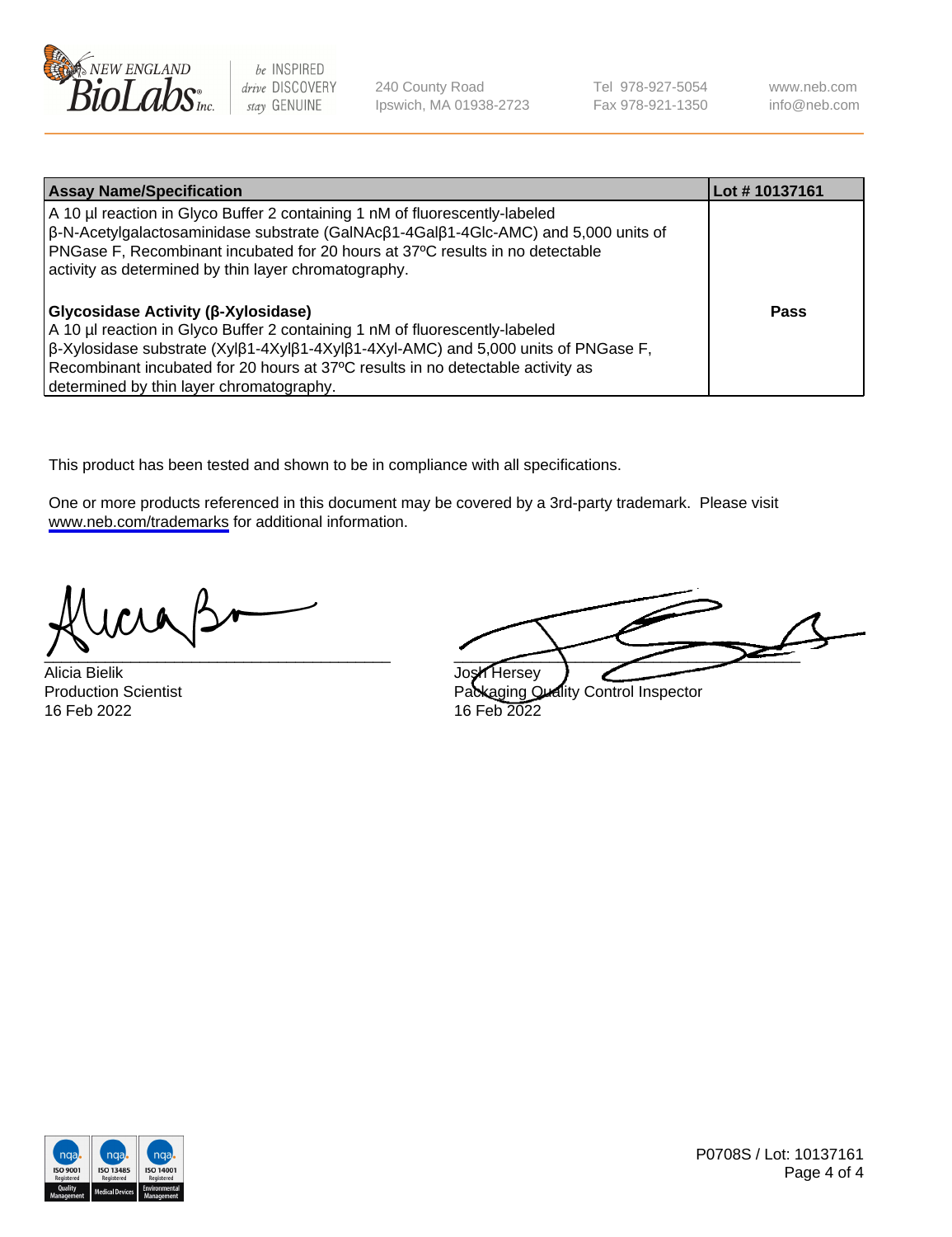New England BioLabs Inc. — be INSPIRED drive DISCOVERY stay GENUINE

240 County Road
Ipswich, MA 01938-2723

Tel 978-927-5054
Fax 978-921-1350

www.neb.com
info@neb.com

| Assay Name/Specification | Lot # 10137161 |
| --- | --- |
| A 10 µl reaction in Glyco Buffer 2 containing 1 nM of fluorescently-labeled β-N-Acetylgalactosaminidase substrate (GalNAcβ1-4Galβ1-4Glc-AMC) and 5,000 units of PNGase F, Recombinant incubated for 20 hours at 37ºC results in no detectable activity as determined by thin layer chromatography. | |
| **Glycosidase Activity (β-Xylosidase)** A 10 µl reaction in Glyco Buffer 2 containing 1 nM of fluorescently-labeled β-Xylosidase substrate (Xylβ1-4Xylβ1-4Xylβ1-4Xyl-AMC) and 5,000 units of PNGase F, Recombinant incubated for 20 hours at 37ºC results in no detectable activity as determined by thin layer chromatography. | **Pass** |

This product has been tested and shown to be in compliance with all specifications.

One or more products referenced in this document may be covered by a 3rd-party trademark. Please visit www.neb.com/trademarks for additional information.

Alicia Bielik
Production Scientist
16 Feb 2022

Josh Hersey
Packaging Quality Control Inspector
16 Feb 2022

ISO 9001 Registered Quality Management | ISO 13485 Registered Medical Devices | ISO 14001 Registered Environmental Management

P0708S / Lot: 10137161